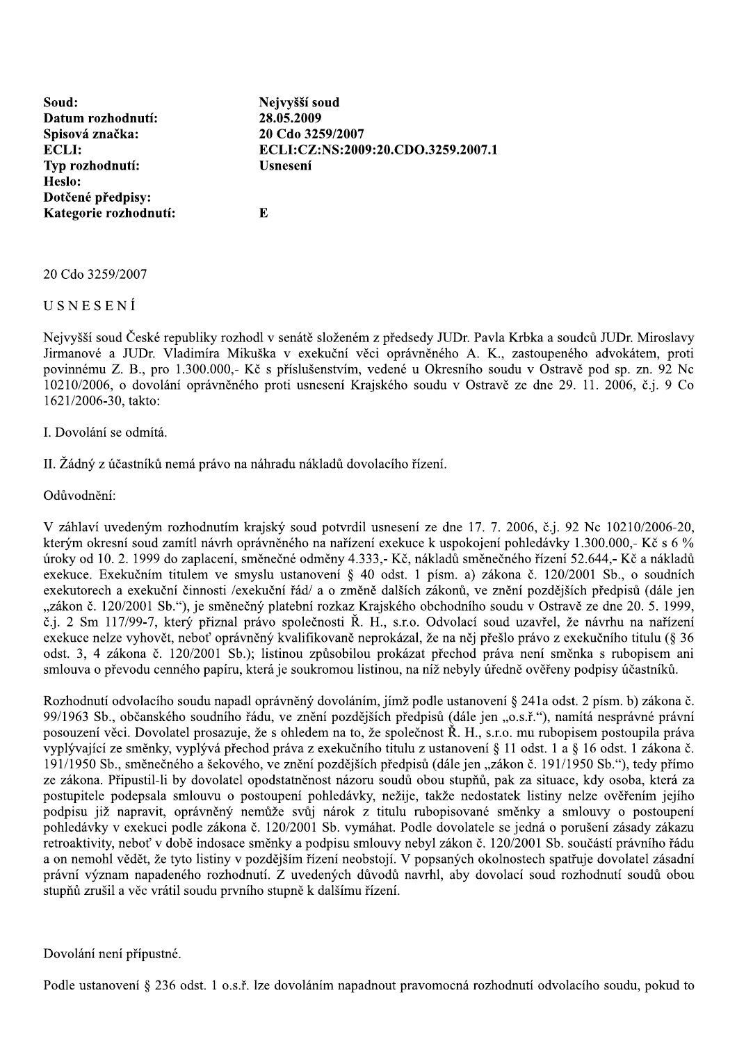| | |
|---|---|
| **Soud:** | **Nejvyšší soud** |
| **Datum rozhodnutí:** | **28.05.2009** |
| **Spisová značka:** | **20 Cdo 3259/2007** |
| **ECLI:** | **ECLI:CZ:NS:2009:20.CDO.3259.2007.1** |
| **Typ rozhodnutí:** | **Usnesení** |
| **Heslo:** | |
| **Dotčené předpisy:** | |
| **Kategorie rozhodnutí:** | **E** |

20 Cdo 3259/2007

U S N E S E N Í

Nejvyšší soud České republiky rozhodl v senátě složeném z předsedy JUDr. Pavla Krbka a soudců JUDr. Miroslavy Jirmanové a JUDr. Vladimíra Mikuška v exekuční věci oprávněného A. K., zastoupeného advokátem, proti povinnému Z. B., pro 1.300.000,- Kč s příslušenstvím, vedené u Okresního soudu v Ostravě pod sp. zn. 92 Nc 10210/2006, o dovolání oprávněného proti usnesení Krajského soudu v Ostravě ze dne 29. 11. 2006, č.j. 9 Co 1621/2006-30, takto:

I. Dovolání se odmítá.

II. Žádný z účastníků nemá právo na náhradu nákladů dovolacího řízení.

Odůvodnění:

V záhlaví uvedeným rozhodnutím krajský soud potvrdil usnesení ze dne 17. 7. 2006, č.j. 92 Nc 10210/2006-20, kterým okresní soud zamítl návrh oprávněného na nařízení exekuce k uspokojení pohledávky 1.300.000,- Kč s 6 % úroky od 10. 2. 1999 do zaplacení, směnečné odměny 4.333,- Kč, nákladů směnečného řízení 52.644,- Kč a nákladů exekuce. Exekučním titulem ve smyslu ustanovení § 40 odst. 1 písm. a) zákona č. 120/2001 Sb., o soudních exekutorech a exekuční činnosti /exekuční řád/ a o změně dalších zákonů, ve znění pozdějších předpisů (dále jen „zákon č. 120/2001 Sb.“), je směnečný platební rozkaz Krajského obchodního soudu v Ostravě ze dne 20. 5. 1999, č.j. 2 Sm 117/99-7, který přiznal právo společnosti Ř. H., s.r.o. Odvolací soud uzavřel, že návrhu na nařízení exekuce nelze vyhovět, neboť oprávněný kvalifikovaně neprokázal, že na něj přešlo právo z exekučního titulu (§ 36 odst. 3, 4 zákona č. 120/2001 Sb.); listinou způsobilou prokázat přechod práva není směnka s rubopisem ani smlouva o převodu cenného papíru, která je soukromou listinou, na níž nebyly úředně ověřeny podpisy účastníků.

Rozhodnutí odvolacího soudu napadl oprávněný dovoláním, jímž podle ustanovení § 241a odst. 2 písm. b) zákona č. 99/1963 Sb., občanského soudního řádu, ve znění pozdějších předpisů (dále jen „o.s.ř.“), namítá nesprávné právní posouzení věci. Dovolatel prosazuje, že s ohledem na to, že společnost Ř. H., s.r.o. mu rubopisem postoupila práva vyplývající ze směnky, vyplývá přechod práva z exekučního titulu z ustanovení § 11 odst. 1 a § 16 odst. 1 zákona č. 191/1950 Sb., směnečného a šekového, ve znění pozdějších předpisů (dále jen „zákon č. 191/1950 Sb.“), tedy přímo ze zákona. Připustil-li by dovolatel opodstatněnost názoru soudů obou stupňů, pak za situace, kdy osoba, která za postupitele podepsala smlouvu o postoupení pohledávky, nežije, takže nedostatek listiny nelze ověřením jejího podpisu již napravit, oprávněný nemůže svůj nárok z titulu rubopisované směnky a smlouvy o postoupení pohledávky v exekuci podle zákona č. 120/2001 Sb. vymáhat. Podle dovolatele se jedná o porušení zásady zákazu retroaktivity, neboť v době indosace směnky a podpisu smlouvy nebyl zákon č. 120/2001 Sb. součástí právního řádu a on nemohl vědět, že tyto listiny v pozdějším řízení neobstojí. V popsaných okolnostech spatřuje dovolatel zásadní právní význam napadeného rozhodnutí. Z uvedených důvodů navrhl, aby dovolací soud rozhodnutí soudů obou stupňů zrušil a věc vrátil soudu prvního stupně k dalšímu řízení.

Dovolání není přípustné.

Podle ustanovení § 236 odst. 1 o.s.ř. lze dovoláním napadnout pravomocná rozhodnutí odvolacího soudu, pokud to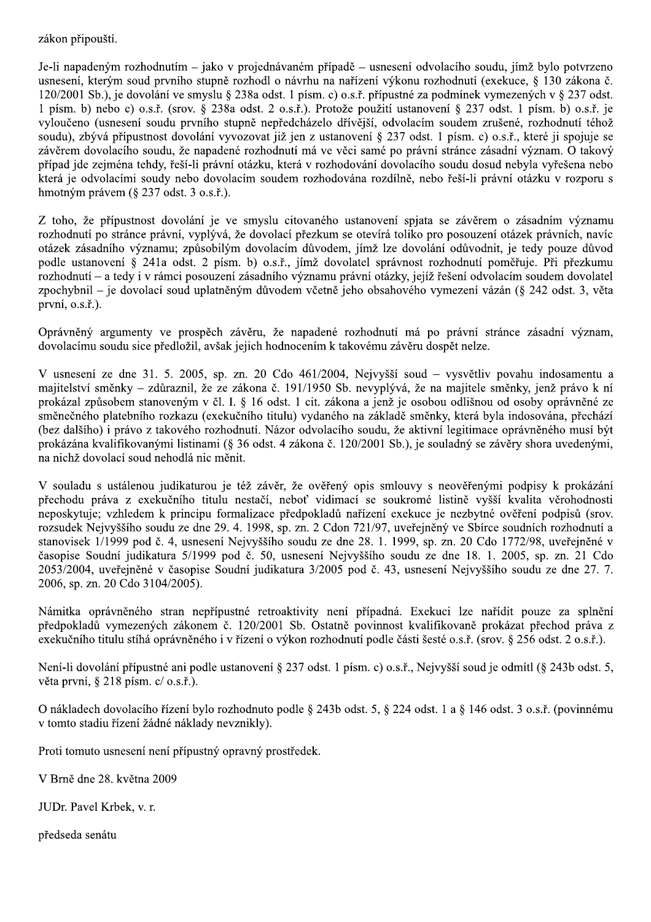zákon připouští.

Je-li napadeným rozhodnutím – jako v projednávaném případě – usnesení odvolacího soudu, jímž bylo potvrzeno usnesení, kterým soud prvního stupně rozhodl o návrhu na nařízení výkonu rozhodnutí (exekuce, § 130 zákona č. 120/2001 Sb.), je dovolání ve smyslu § 238a odst. 1 písm. c) o.s.ř. přípustné za podmínek vymezených v § 237 odst. 1 písm. b) nebo c) o.s.ř. (srov. § 238a odst. 2 o.s.ř.). Protože použití ustanovení § 237 odst. 1 písm. b) o.s.ř. je vyloučeno (usnesení soudu prvního stupně nepředcházelo dřívější, odvolacím soudem zrušené, rozhodnutí téhož soudu), zbývá přípustnost dovolání vyvozovat již jen z ustanovení § 237 odst. 1 písm. c) o.s.ř., které ji spojuje se závěrem dovolacího soudu, že napadené rozhodnutí má ve věci samé po právní stránce zásadní význam. O takový případ jde zejména tehdy, řeší-li právní otázku, která v rozhodování dovolacího soudu dosud nebyla vyřešena nebo která je odvolacími soudy nebo dovolacím soudem rozhodována rozdílně, nebo řeší-li právní otázku v rozporu s hmotným právem (§ 237 odst. 3 o.s.ř.).

Z toho, že přípustnost dovolání je ve smyslu citovaného ustanovení spjata se závěrem o zásadním významu rozhodnutí po stránce právní, vyplývá, že dovolací přezkum se otevírá toliko pro posouzení otázek právních, navíc otázek zásadního významu; způsobilým dovolacím důvodem, jímž lze dovolání odůvodnit, je tedy pouze důvod podle ustanovení § 241a odst. 2 písm. b) o.s.ř., jímž dovolatel správnost rozhodnutí poměřuje. Při přezkumu rozhodnutí – a tedy i v rámci posouzení zásadního významu právní otázky, jejíž řešení odvolacím soudem dovolatel zpochybnil – je dovolací soud uplatněným důvodem včetně jeho obsahového vymezení vázán (§ 242 odst. 3, věta první, o.s.ř.).

Oprávněný argumenty ve prospěch závěru, že napadené rozhodnutí má po právní stránce zásadní význam, dovolacímu soudu sice předložil, avšak jejich hodnocením k takovému závěru dospět nelze.

V usnesení ze dne 31. 5. 2005, sp. zn. 20 Cdo 461/2004, Nejvyšší soud – vysvětliv povahu indosamentu a majitelství směnky – zdůraznil, že ze zákona č. 191/1950 Sb. nevyplývá, že na majitele směnky, jenž právo k ní prokázal způsobem stanoveným v čl. I. § 16 odst. 1 cit. zákona a jenž je osobou odlišnou od osoby oprávněné ze směnečného platebního rozkazu (exekučního titulu) vydaného na základě směnky, která byla indosována, přechází (bez dalšího) i právo z takového rozhodnutí. Názor odvolacího soudu, že aktivní legitimace oprávněného musí být prokázána kvalifikovanými listinami (§ 36 odst. 4 zákona č. 120/2001 Sb.), je souladný se závěry shora uvedenými, na nichž dovolací soud nehodlá nic měnit.

V souladu s ustálenou judikaturou je též závěr, že ověřený opis smlouvy s neověřenými podpisy k prokázání přechodu práva z exekučního titulu nestačí, neboť vidimací se soukromé listině vyšší kvalita věrohodnosti neposkytuje; vzhledem k principu formalizace předpokladů nařízení exekuce je nezbytné ověření podpisů (srov. rozsudek Nejvyššího soudu ze dne 29. 4. 1998, sp. zn. 2 Cdon 721/97, uveřejněný ve Sbírce soudních rozhodnutí a stanovisek 1/1999 pod č. 4, usnesení Nejvyššího soudu ze dne 28. 1. 1999, sp. zn. 20 Cdo 1772/98, uveřejněné v časopise Soudní judikatura 5/1999 pod č. 50, usnesení Nejvyššího soudu ze dne 18. 1. 2005, sp. zn. 21 Cdo 2053/2004, uveřejněné v časopise Soudní judikatura 3/2005 pod č. 43, usnesení Nejvyššího soudu ze dne 27. 7. 2006, sp. zn. 20 Cdo 3104/2005).

Námitka oprávněného stran nepřípustné retroaktivity není případná. Exekuci lze nařídit pouze za splnění předpokladů vymezených zákonem č. 120/2001 Sb. Ostatně povinnost kvalifikovaně prokázat přechod práva z exekučního titulu stíhá oprávněného i v řízení o výkon rozhodnutí podle části šesté o.s.ř. (srov. § 256 odst. 2 o.s.ř.).

Není-li dovolání přípustné ani podle ustanovení § 237 odst. 1 písm. c) o.s.ř., Nejvyšší soud je odmítl (§ 243b odst. 5, věta první, § 218 písm. c/ o.s.ř.).

O nákladech dovolacího řízení bylo rozhodnuto podle § 243b odst. 5, § 224 odst. 1 a § 146 odst. 3 o.s.ř. (povinnému v tomto stadiu řízení žádné náklady nevznikly).

Proti tomuto usnesení není přípustný opravný prostředek.

V Brně dne 28. května 2009

JUDr. Pavel Krbek, v. r.

předseda senátu